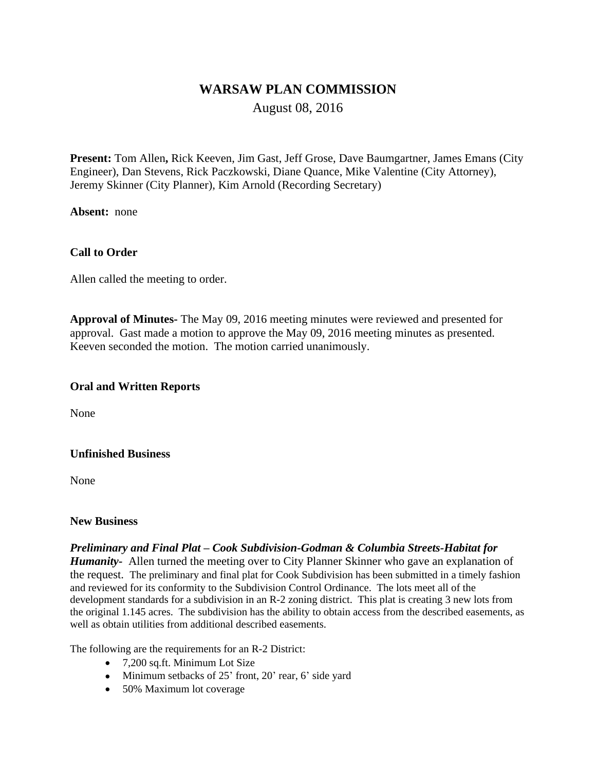# WARSAW PLAN COMMISSION

August 08, 2016

**Present:** Tom Allen**,** Rick Keeven, Jim Gast, Jeff Grose, Dave Baumgartner, James Emans (City Engineer), Dan Stevens, Rick Paczkowski, Diane Quance, Mike Valentine (City Attorney), Jeremy Skinner (City Planner), Kim Arnold (Recording Secretary)

**Absent:** none

**Call to Order**

Allen called the meeting to order.

**Approval of Minutes-** The May 09, 2016 meeting minutes were reviewed and presented for approval. Gast made a motion to approve the May 09, 2016 meeting minutes as presented. Keeven seconded the motion. The motion carried unanimously.

**Oral and Written Reports**

None

**Unfinished Business**

None

**New Business**

***Preliminary and Final Plat – Cook Subdivision-Godman & Columbia Streets-Habitat for Humanity-*** Allen turned the meeting over to City Planner Skinner who gave an explanation of the request. The preliminary and final plat for Cook Subdivision has been submitted in a timely fashion and reviewed for its conformity to the Subdivision Control Ordinance. The lots meet all of the development standards for a subdivision in an R-2 zoning district. This plat is creating 3 new lots from the original 1.145 acres. The subdivision has the ability to obtain access from the described easements, as well as obtain utilities from additional described easements.

The following are the requirements for an R-2 District:

- 7,200 sq.ft. Minimum Lot Size
- Minimum setbacks of 25' front, 20' rear, 6' side yard
- 50% Maximum lot coverage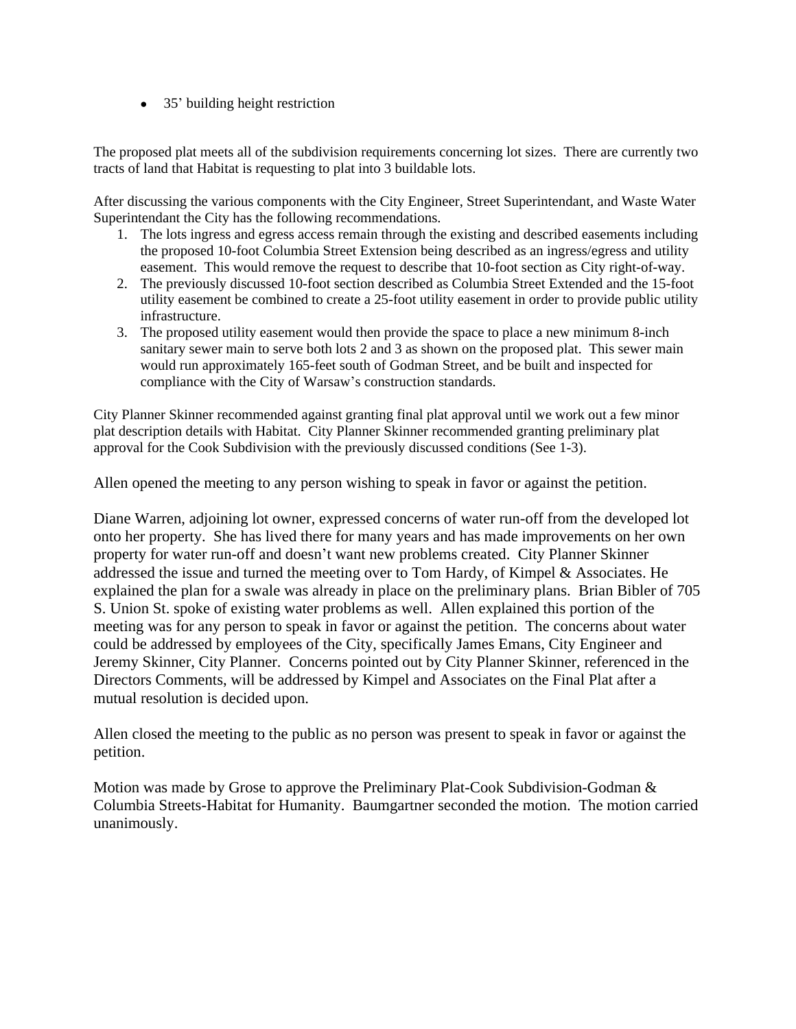- 35' building height restriction

The proposed plat meets all of the subdivision requirements concerning lot sizes. There are currently two tracts of land that Habitat is requesting to plat into 3 buildable lots.

After discussing the various components with the City Engineer, Street Superintendant, and Waste Water Superintendant the City has the following recommendations.

1. The lots ingress and egress access remain through the existing and described easements including the proposed 10-foot Columbia Street Extension being described as an ingress/egress and utility easement. This would remove the request to describe that 10-foot section as City right-of-way.
2. The previously discussed 10-foot section described as Columbia Street Extended and the 15-foot utility easement be combined to create a 25-foot utility easement in order to provide public utility infrastructure.
3. The proposed utility easement would then provide the space to place a new minimum 8-inch sanitary sewer main to serve both lots 2 and 3 as shown on the proposed plat. This sewer main would run approximately 165-feet south of Godman Street, and be built and inspected for compliance with the City of Warsaw's construction standards.

City Planner Skinner recommended against granting final plat approval until we work out a few minor plat description details with Habitat. City Planner Skinner recommended granting preliminary plat approval for the Cook Subdivision with the previously discussed conditions (See 1-3).

Allen opened the meeting to any person wishing to speak in favor or against the petition.

Diane Warren, adjoining lot owner, expressed concerns of water run-off from the developed lot onto her property. She has lived there for many years and has made improvements on her own property for water run-off and doesn't want new problems created. City Planner Skinner addressed the issue and turned the meeting over to Tom Hardy, of Kimpel & Associates. He explained the plan for a swale was already in place on the preliminary plans. Brian Bibler of 705 S. Union St. spoke of existing water problems as well. Allen explained this portion of the meeting was for any person to speak in favor or against the petition. The concerns about water could be addressed by employees of the City, specifically James Emans, City Engineer and Jeremy Skinner, City Planner. Concerns pointed out by City Planner Skinner, referenced in the Directors Comments, will be addressed by Kimpel and Associates on the Final Plat after a mutual resolution is decided upon.

Allen closed the meeting to the public as no person was present to speak in favor or against the petition.

Motion was made by Grose to approve the Preliminary Plat-Cook Subdivision-Godman & Columbia Streets-Habitat for Humanity. Baumgartner seconded the motion. The motion carried unanimously.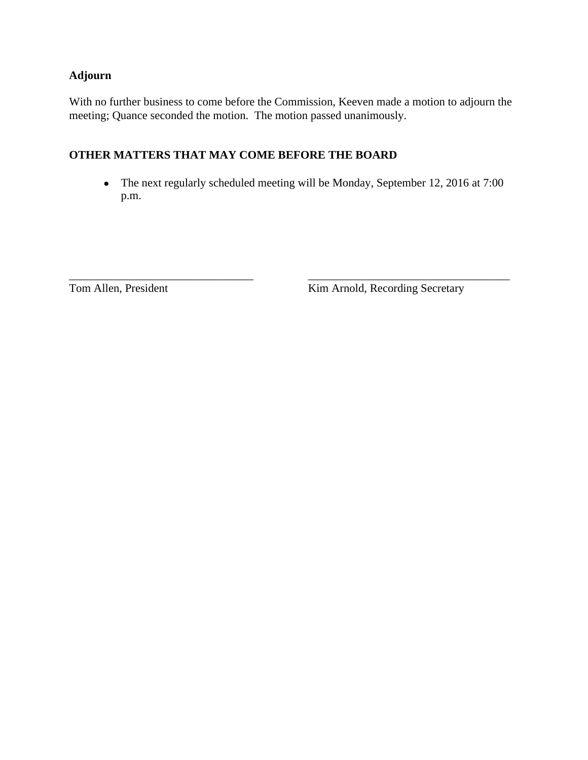**Adjourn**

With no further business to come before the Commission, Keeven made a motion to adjourn the meeting; Quance seconded the motion. The motion passed unanimously.

**OTHER MATTERS THAT MAY COME BEFORE THE BOARD**

- The next regularly scheduled meeting will be Monday, September 12, 2016 at 7:00 p.m.

\_\_\_\_\_\_\_\_\_\_\_\_\_\_\_\_\_\_\_\_\_\_\_\_\_\_\_\_\_\_\_\_\_\_ \_\_\_\_\_\_\_\_\_\_\_\_\_\_\_\_\_\_\_\_\_\_\_\_\_\_\_\_\_\_\_\_\_\_\_\_\_\_

Tom Allen, President Kim Arnold, Recording Secretary